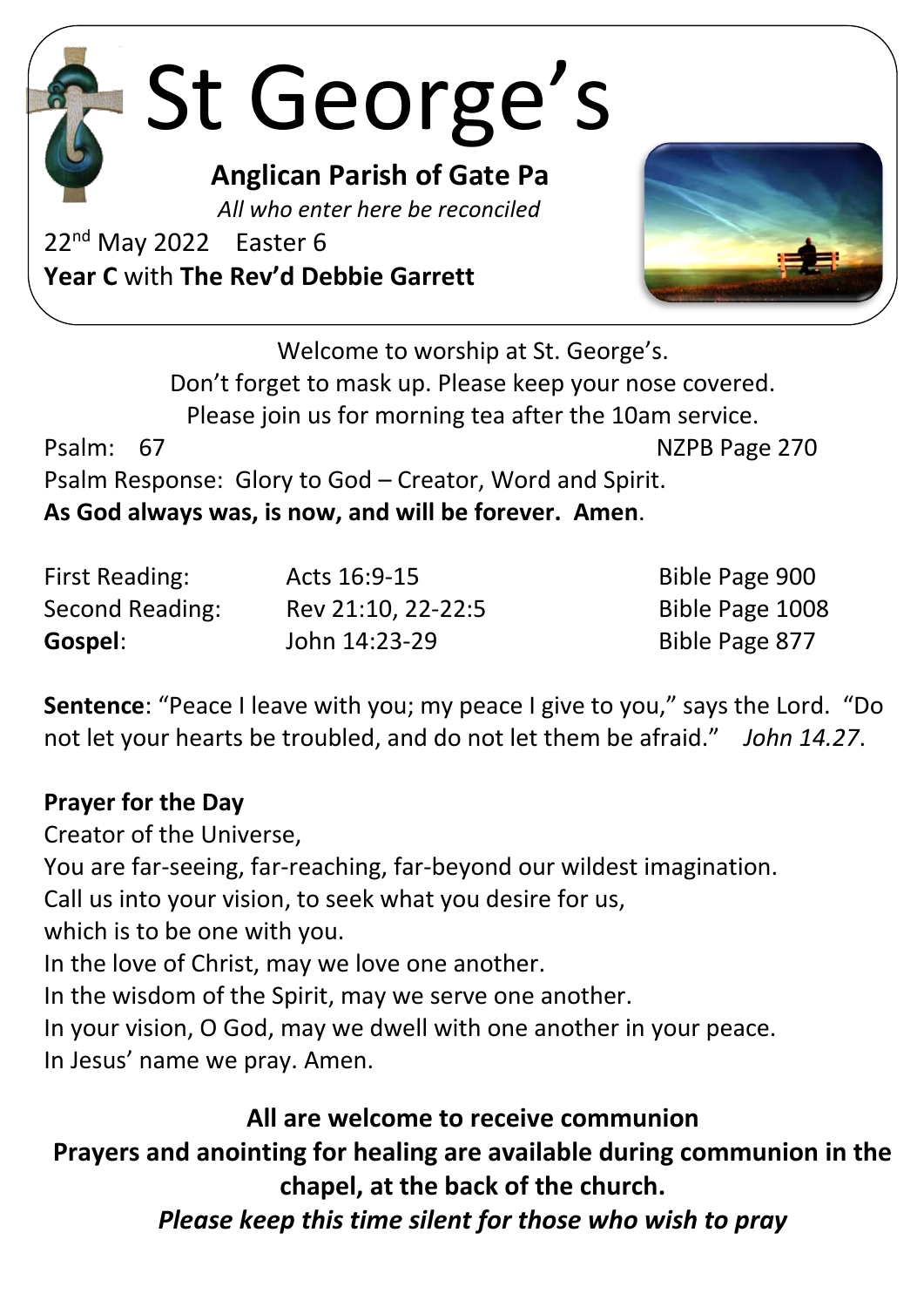# St George's

**Anglican Parish of Gate Pa**

*All who enter here be reconciled*

22nd May 2022 Easter 6

**Year C** with **The Rev'd Debbie Garrett**

Welcome to worship at St. George's.
Don't forget to mask up. Please keep your nose covered.
Please join us for morning tea after the 10am service.

Psalm: 67 NZPB Page 270

Psalm Response: Glory to God – Creator, Word and Spirit.
**As God always was, is now, and will be forever. Amen**.

| | | |
|---|---|---|
| First Reading: | Acts 16:9-15 | Bible Page 900 |
| Second Reading: | Rev 21:10, 22-22:5 | Bible Page 1008 |
| **Gospel**: | John 14:23-29 | Bible Page 877 |

**Sentence**: "Peace I leave with you; my peace I give to you," says the Lord. "Do not let your hearts be troubled, and do not let them be afraid." *John 14.27*.

**Prayer for the Day**

Creator of the Universe,
You are far-seeing, far-reaching, far-beyond our wildest imagination.
Call us into your vision, to seek what you desire for us,
which is to be one with you.
In the love of Christ, may we love one another.
In the wisdom of the Spirit, may we serve one another.
In your vision, O God, may we dwell with one another in your peace.
In Jesus' name we pray. Amen.

**All are welcome to receive communion**

**Prayers and anointing for healing are available during communion in the chapel, at the back of the church.**

***Please keep this time silent for those who wish to pray***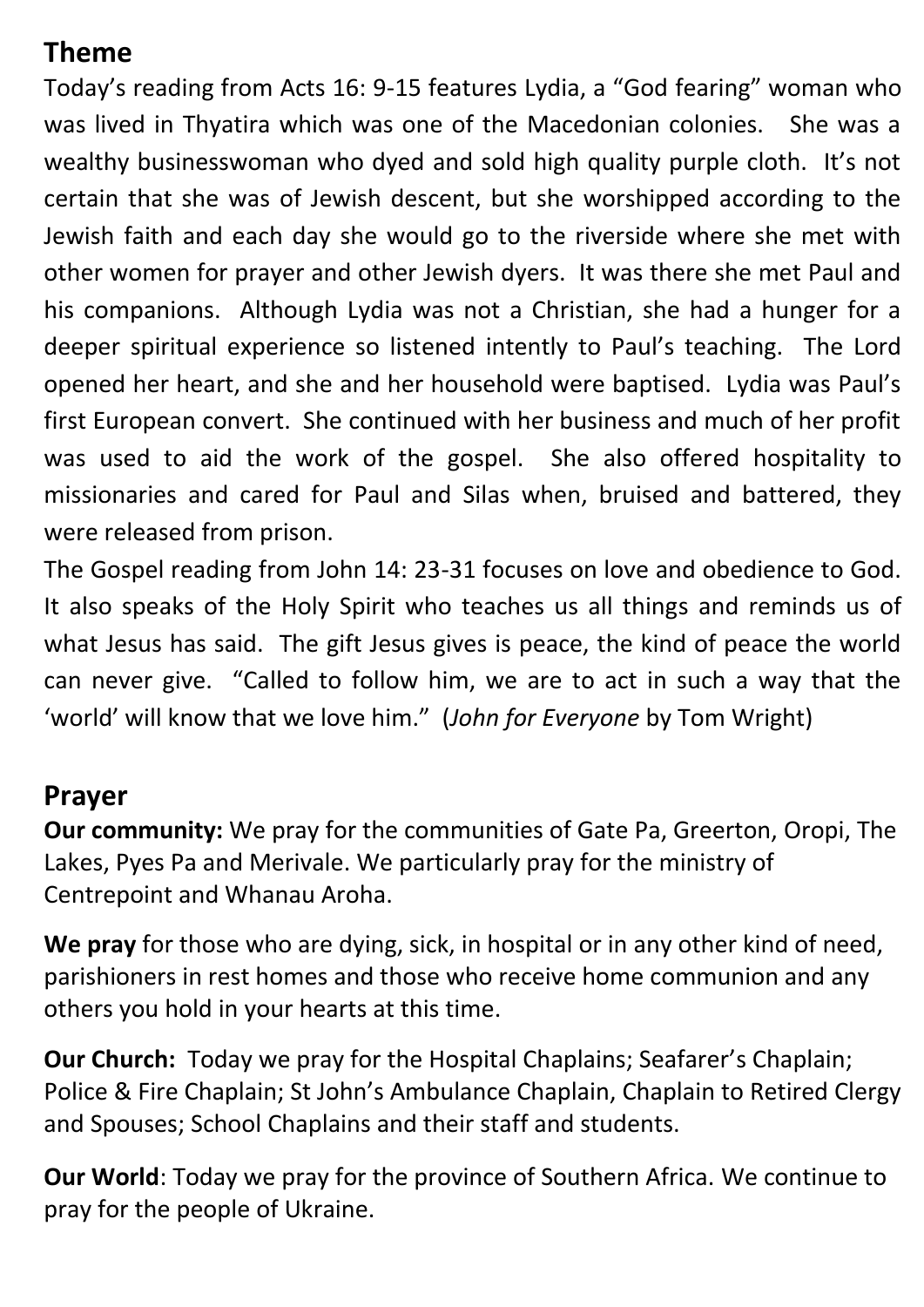## Theme

Today's reading from Acts 16: 9-15 features Lydia, a "God fearing" woman who was lived in Thyatira which was one of the Macedonian colonies. She was a wealthy businesswoman who dyed and sold high quality purple cloth. It's not certain that she was of Jewish descent, but she worshipped according to the Jewish faith and each day she would go to the riverside where she met with other women for prayer and other Jewish dyers. It was there she met Paul and his companions. Although Lydia was not a Christian, she had a hunger for a deeper spiritual experience so listened intently to Paul's teaching. The Lord opened her heart, and she and her household were baptised. Lydia was Paul's first European convert. She continued with her business and much of her profit was used to aid the work of the gospel. She also offered hospitality to missionaries and cared for Paul and Silas when, bruised and battered, they were released from prison.

The Gospel reading from John 14: 23-31 focuses on love and obedience to God. It also speaks of the Holy Spirit who teaches us all things and reminds us of what Jesus has said. The gift Jesus gives is peace, the kind of peace the world can never give. "Called to follow him, we are to act in such a way that the 'world' will know that we love him." (*John for Everyone* by Tom Wright)

## Prayer

**Our community:** We pray for the communities of Gate Pa, Greerton, Oropi, The Lakes, Pyes Pa and Merivale. We particularly pray for the ministry of Centrepoint and Whanau Aroha.

**We pray** for those who are dying, sick, in hospital or in any other kind of need, parishioners in rest homes and those who receive home communion and any others you hold in your hearts at this time.

**Our Church:** Today we pray for the Hospital Chaplains; Seafarer's Chaplain; Police & Fire Chaplain; St John's Ambulance Chaplain, Chaplain to Retired Clergy and Spouses; School Chaplains and their staff and students.

**Our World**: Today we pray for the province of Southern Africa. We continue to pray for the people of Ukraine.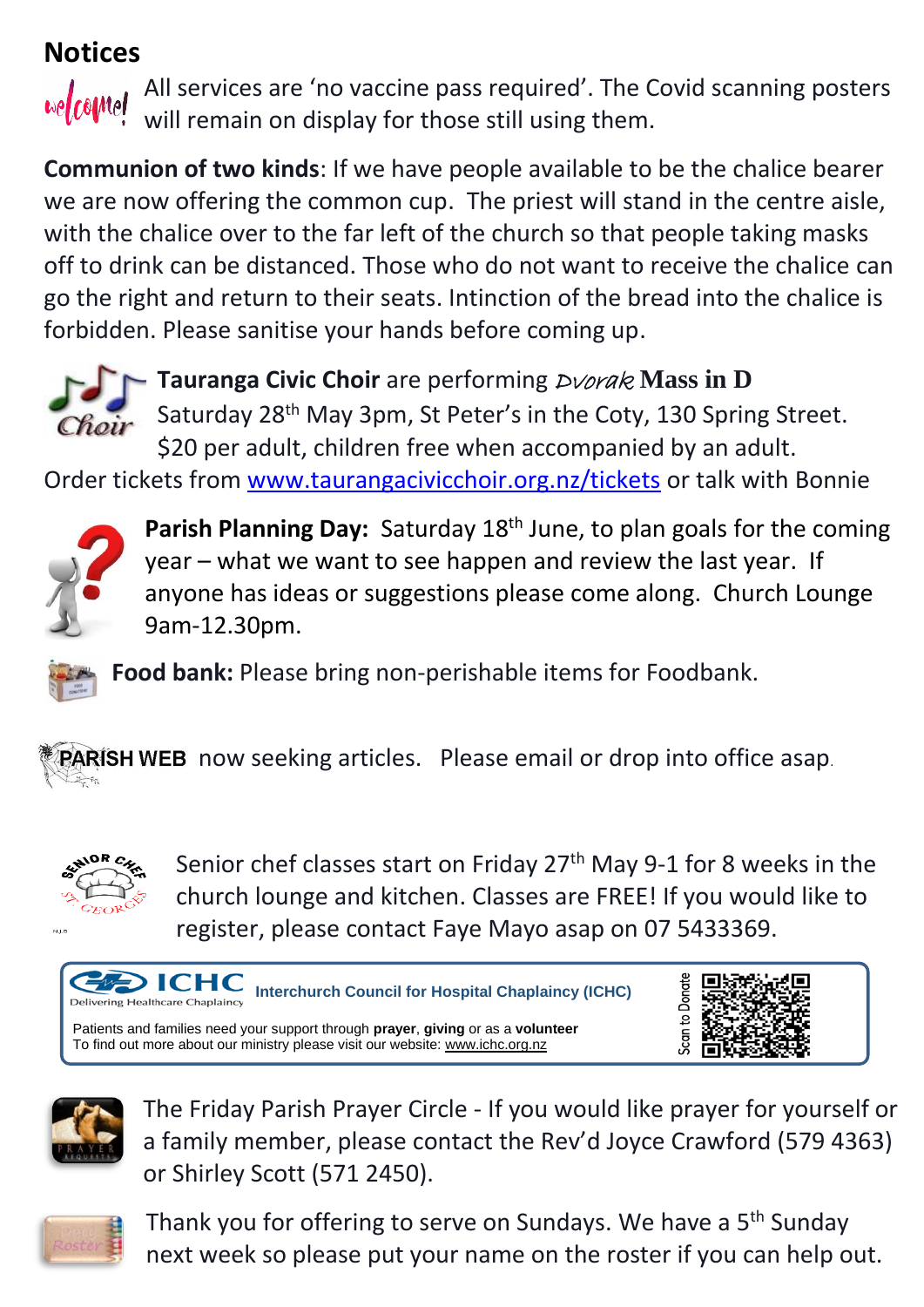## Notices

All services are 'no vaccine pass required'. The Covid scanning posters will remain on display for those still using them.

**Communion of two kinds**: If we have people available to be the chalice bearer we are now offering the common cup. The priest will stand in the centre aisle, with the chalice over to the far left of the church so that people taking masks off to drink can be distanced. Those who do not want to receive the chalice can go the right and return to their seats. Intinction of the bread into the chalice is forbidden. Please sanitise your hands before coming up.

**Tauranga Civic Choir** are performing *Dvorak* **Mass in D** Saturday 28th May 3pm, St Peter's in the Coty, 130 Spring Street. $20 per adult, children free when accompanied by an adult. Order tickets from www.taurangacivicchoir.org.nz/tickets or talk with Bonnie

**Parish Planning Day:** Saturday 18th June, to plan goals for the coming year – what we want to see happen and review the last year. If anyone has ideas or suggestions please come along. Church Lounge 9am-12.30pm.

**Food bank:** Please bring non-perishable items for Foodbank.

**PARISH WEB** now seeking articles. Please email or drop into office asap.

Senior chef classes start on Friday 27th May 9-1 for 8 weeks in the church lounge and kitchen. Classes are FREE! If you would like to register, please contact Faye Mayo asap on 07 5433369.

**ICHC** Delivering Healthcare Chaplaincy — **Interchurch Council for Hospital Chaplaincy (ICHC)**

Patients and families need your support through **prayer**, **giving** or as a **volunteer**
To find out more about our ministry please visit our website: www.ichc.org.nz

Scan to Donate

The Friday Parish Prayer Circle - If you would like prayer for yourself or a family member, please contact the Rev'd Joyce Crawford (579 4363) or Shirley Scott (571 2450).

Thank you for offering to serve on Sundays. We have a 5th Sunday next week so please put your name on the roster if you can help out.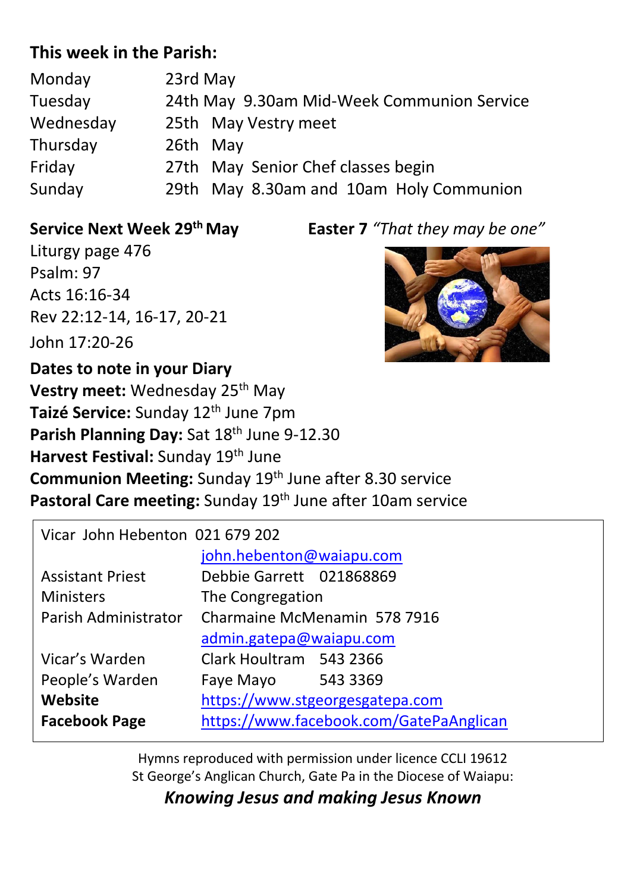## This week in the Parish:

| | |
|---|---|
| Monday | 23rd May |
| Tuesday | 24th May 9.30am Mid-Week Communion Service |
| Wednesday | 25th May Vestry meet |
| Thursday | 26th May |
| Friday | 27th May Senior Chef classes begin |
| Sunday | 29th May 8.30am and 10am Holy Communion |

**Service Next Week 29th May** **Easter 7** *"That they may be one"*

Liturgy page 476
Psalm: 97
Acts 16:16-34
Rev 22:12-14, 16-17, 20-21
John 17:20-26

**Dates to note in your Diary**

**Vestry meet:** Wednesday 25th May
**Taizé Service:** Sunday 12th June 7pm
**Parish Planning Day:** Sat 18th June 9-12.30
**Harvest Festival:** Sunday 19th June
**Communion Meeting:** Sunday 19th June after 8.30 service
**Pastoral Care meeting:** Sunday 19th June after 10am service

| | |
|---|---|
| Vicar John Hebenton | 021 679 202 |
| | john.hebenton@waiapu.com |
| Assistant Priest | Debbie Garrett 021868869 |
| Ministers | The Congregation |
| Parish Administrator | Charmaine McMenamin 578 7916 |
| | admin.gatepa@waiapu.com |
| Vicar's Warden | Clark Houltram 543 2366 |
| People's Warden | Faye Mayo 543 3369 |
| **Website** | https://www.stgeorgesgatepa.com |
| **Facebook Page** | https://www.facebook.com/GatePaAnglican |

Hymns reproduced with permission under licence CCLI 19612
St George's Anglican Church, Gate Pa in the Diocese of Waiapu:

***Knowing Jesus and making Jesus Known***